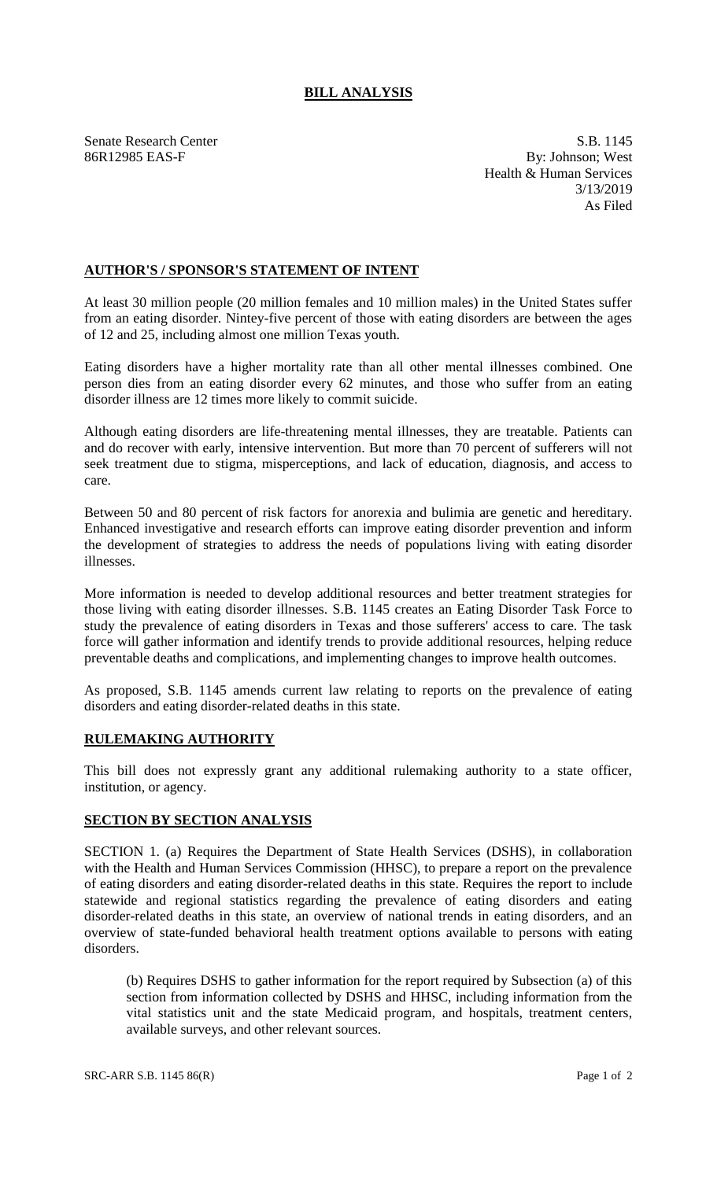# BILL ANALYSIS

Senate Research Center
86R12985 EAS-F

S.B. 1145
By: Johnson; West
Health & Human Services
3/13/2019
As Filed

## AUTHOR'S / SPONSOR'S STATEMENT OF INTENT

At least 30 million people (20 million females and 10 million males) in the United States suffer from an eating disorder. Nintey-five percent of those with eating disorders are between the ages of 12 and 25, including almost one million Texas youth.

Eating disorders have a higher mortality rate than all other mental illnesses combined. One person dies from an eating disorder every 62 minutes, and those who suffer from an eating disorder illness are 12 times more likely to commit suicide.

Although eating disorders are life-threatening mental illnesses, they are treatable. Patients can and do recover with early, intensive intervention. But more than 70 percent of sufferers will not seek treatment due to stigma, misperceptions, and lack of education, diagnosis, and access to care.

Between 50 and 80 percent of risk factors for anorexia and bulimia are genetic and hereditary. Enhanced investigative and research efforts can improve eating disorder prevention and inform the development of strategies to address the needs of populations living with eating disorder illnesses.

More information is needed to develop additional resources and better treatment strategies for those living with eating disorder illnesses. S.B. 1145 creates an Eating Disorder Task Force to study the prevalence of eating disorders in Texas and those sufferers' access to care. The task force will gather information and identify trends to provide additional resources, helping reduce preventable deaths and complications, and implementing changes to improve health outcomes.

As proposed, S.B. 1145 amends current law relating to reports on the prevalence of eating disorders and eating disorder-related deaths in this state.

## RULEMAKING AUTHORITY

This bill does not expressly grant any additional rulemaking authority to a state officer, institution, or agency.

## SECTION BY SECTION ANALYSIS

SECTION 1. (a) Requires the Department of State Health Services (DSHS), in collaboration with the Health and Human Services Commission (HHSC), to prepare a report on the prevalence of eating disorders and eating disorder-related deaths in this state. Requires the report to include statewide and regional statistics regarding the prevalence of eating disorders and eating disorder-related deaths in this state, an overview of national trends in eating disorders, and an overview of state-funded behavioral health treatment options available to persons with eating disorders.

(b) Requires DSHS to gather information for the report required by Subsection (a) of this section from information collected by DSHS and HHSC, including information from the vital statistics unit and the state Medicaid program, and hospitals, treatment centers, available surveys, and other relevant sources.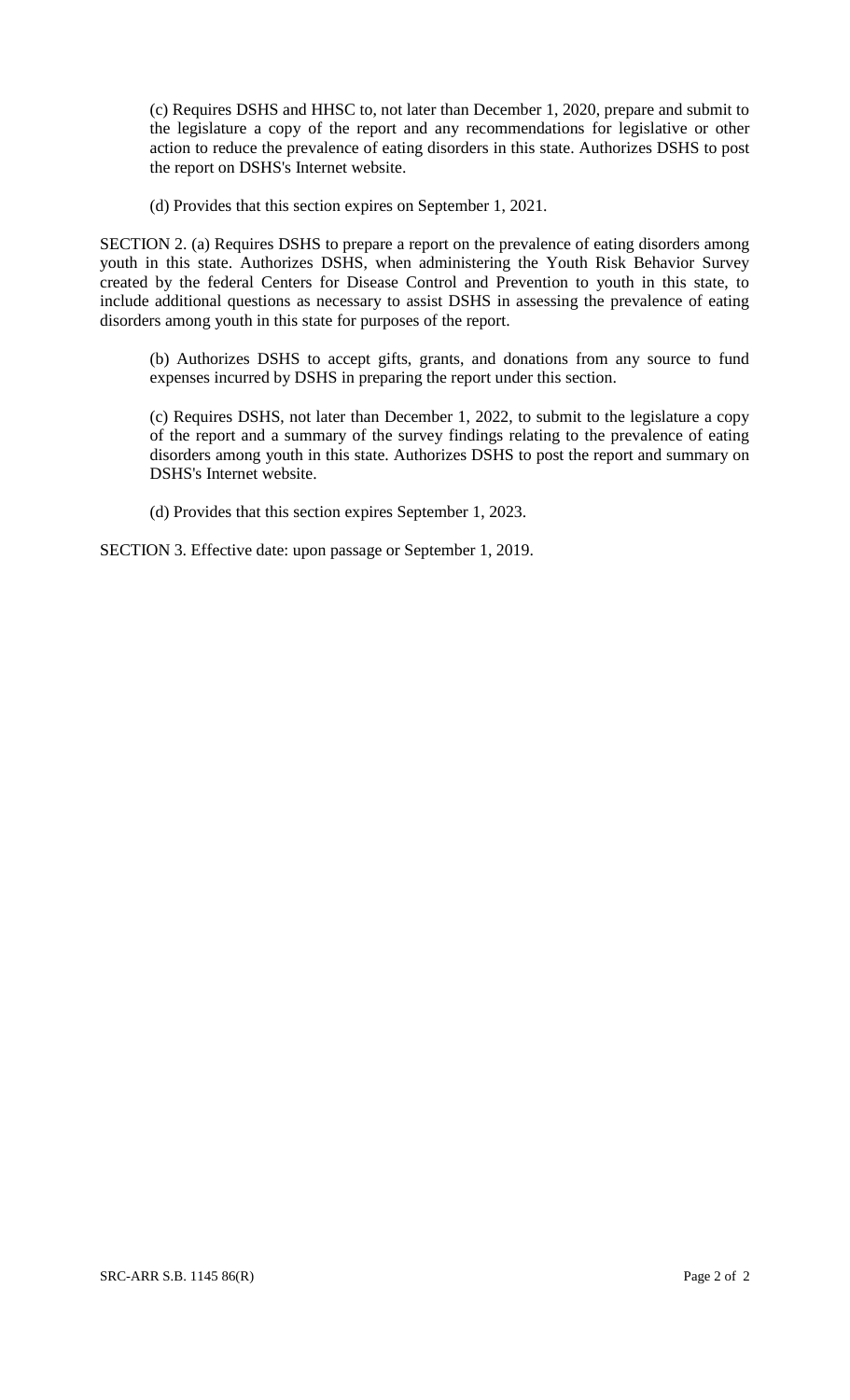(c) Requires DSHS and HHSC to, not later than December 1, 2020, prepare and submit to the legislature a copy of the report and any recommendations for legislative or other action to reduce the prevalence of eating disorders in this state. Authorizes DSHS to post the report on DSHS's Internet website.

(d) Provides that this section expires on September 1, 2021.

SECTION 2. (a) Requires DSHS to prepare a report on the prevalence of eating disorders among youth in this state. Authorizes DSHS, when administering the Youth Risk Behavior Survey created by the federal Centers for Disease Control and Prevention to youth in this state, to include additional questions as necessary to assist DSHS in assessing the prevalence of eating disorders among youth in this state for purposes of the report.

(b) Authorizes DSHS to accept gifts, grants, and donations from any source to fund expenses incurred by DSHS in preparing the report under this section.

(c) Requires DSHS, not later than December 1, 2022, to submit to the legislature a copy of the report and a summary of the survey findings relating to the prevalence of eating disorders among youth in this state. Authorizes DSHS to post the report and summary on DSHS's Internet website.

(d) Provides that this section expires September 1, 2023.

SECTION 3. Effective date: upon passage or September 1, 2019.